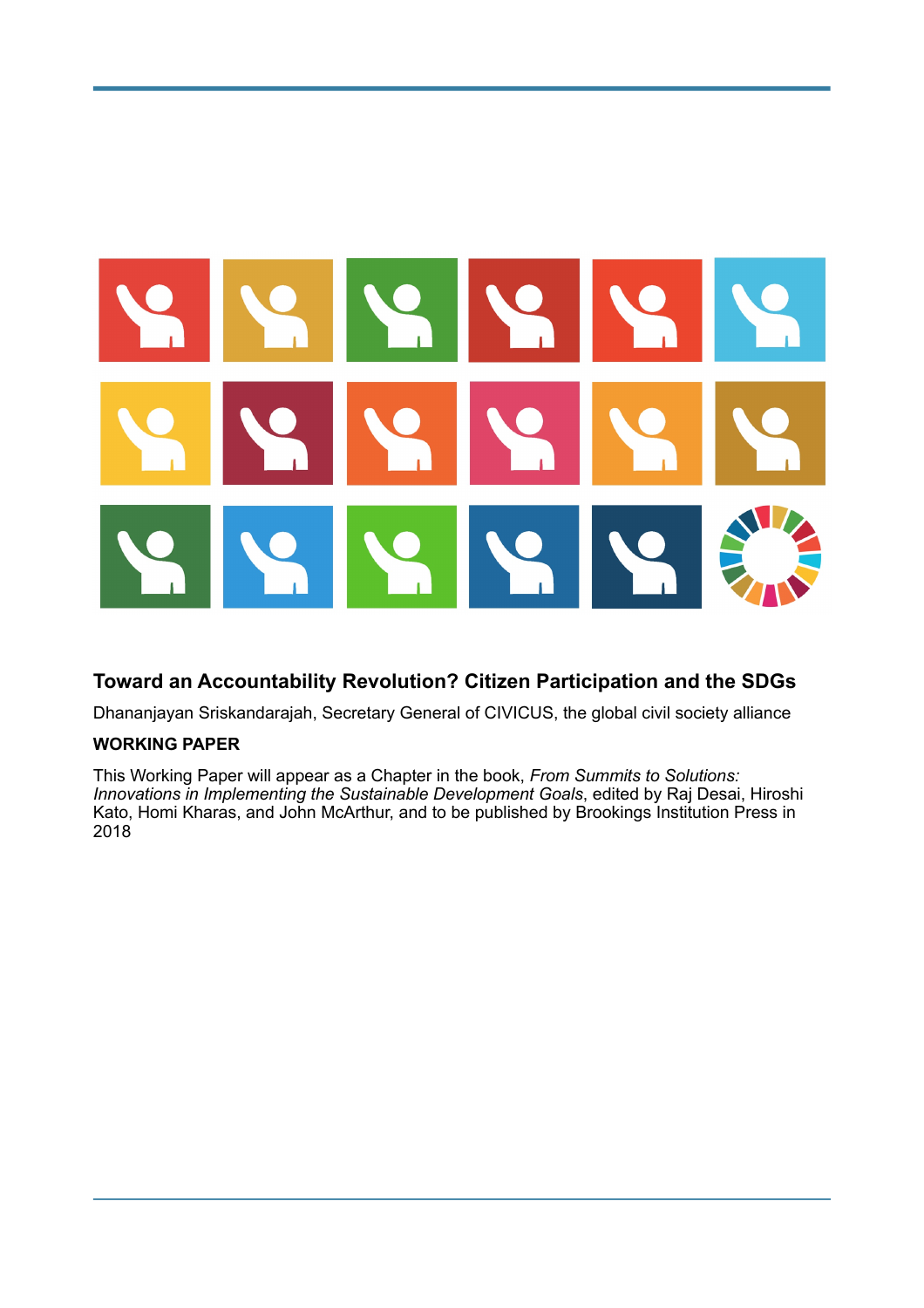# Toward an Accountability Revolution? Citizen Participation and the SDGs

Dhananjayan Sriskandarajah, Secretary General of CIVICUS, the global civil society alliance

**WORKING PAPER**

This Working Paper will appear as a Chapter in the book, *From Summits to Solutions: Innovations in Implementing the Sustainable Development Goals*, edited by Raj Desai, Hiroshi Kato, Homi Kharas, and John McArthur, and to be published by Brookings Institution Press in 2018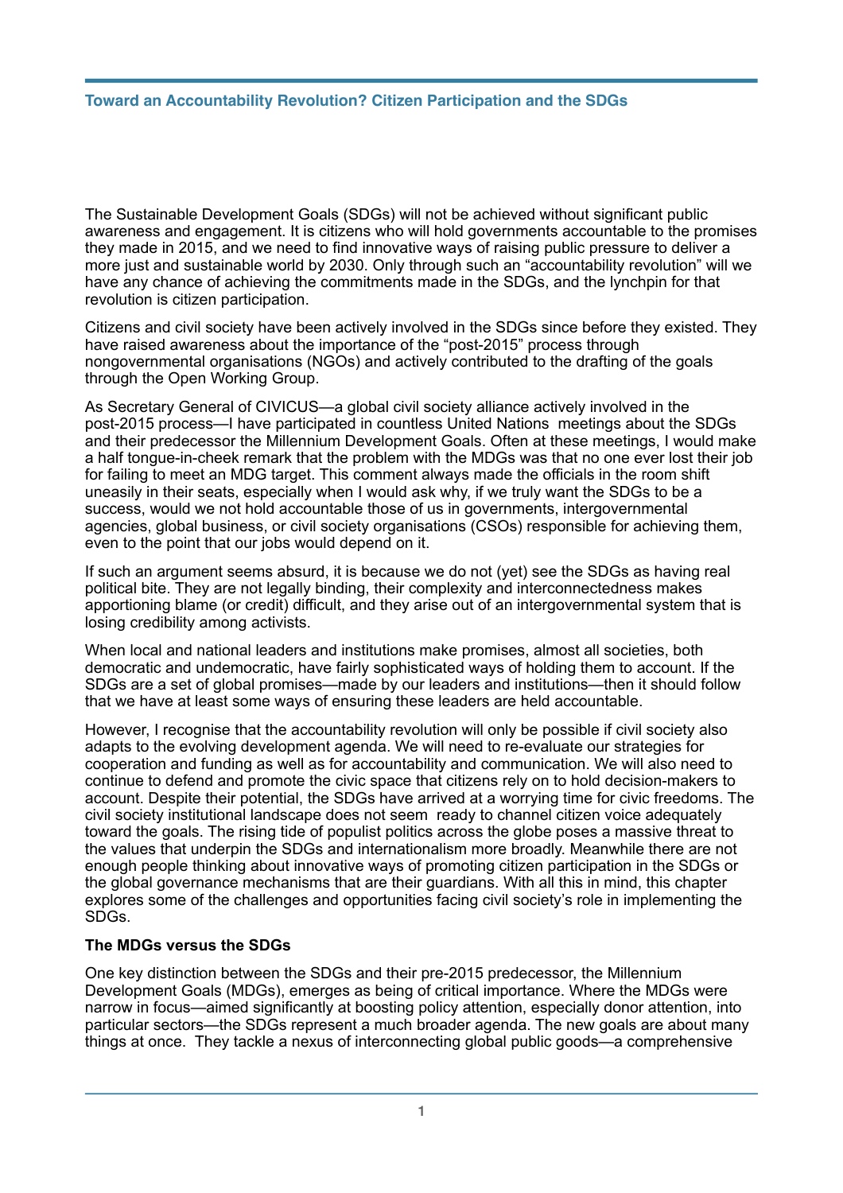The Sustainable Development Goals (SDGs) will not be achieved without significant public awareness and engagement. It is citizens who will hold governments accountable to the promises they made in 2015, and we need to find innovative ways of raising public pressure to deliver a more just and sustainable world by 2030. Only through such an "accountability revolution" will we have any chance of achieving the commitments made in the SDGs, and the lynchpin for that revolution is citizen participation.

Citizens and civil society have been actively involved in the SDGs since before they existed. They have raised awareness about the importance of the "post-2015" process through nongovernmental organisations (NGOs) and actively contributed to the drafting of the goals through the Open Working Group.

As Secretary General of CIVICUS—a global civil society alliance actively involved in the post-2015 process—I have participated in countless United Nations meetings about the SDGs and their predecessor the Millennium Development Goals. Often at these meetings, I would make a half tongue-in-cheek remark that the problem with the MDGs was that no one ever lost their job for failing to meet an MDG target. This comment always made the officials in the room shift uneasily in their seats, especially when I would ask why, if we truly want the SDGs to be a success, would we not hold accountable those of us in governments, intergovernmental agencies, global business, or civil society organisations (CSOs) responsible for achieving them, even to the point that our jobs would depend on it.

If such an argument seems absurd, it is because we do not (yet) see the SDGs as having real political bite. They are not legally binding, their complexity and interconnectedness makes apportioning blame (or credit) difficult, and they arise out of an intergovernmental system that is losing credibility among activists.

When local and national leaders and institutions make promises, almost all societies, both democratic and undemocratic, have fairly sophisticated ways of holding them to account. If the SDGs are a set of global promises—made by our leaders and institutions—then it should follow that we have at least some ways of ensuring these leaders are held accountable.

However, I recognise that the accountability revolution will only be possible if civil society also adapts to the evolving development agenda. We will need to re-evaluate our strategies for cooperation and funding as well as for accountability and communication. We will also need to continue to defend and promote the civic space that citizens rely on to hold decision-makers to account. Despite their potential, the SDGs have arrived at a worrying time for civic freedoms. The civil society institutional landscape does not seem ready to channel citizen voice adequately toward the goals. The rising tide of populist politics across the globe poses a massive threat to the values that underpin the SDGs and internationalism more broadly. Meanwhile there are not enough people thinking about innovative ways of promoting citizen participation in the SDGs or the global governance mechanisms that are their guardians. With all this in mind, this chapter explores some of the challenges and opportunities facing civil society's role in implementing the SDGs.

**The MDGs versus the SDGs**

One key distinction between the SDGs and their pre-2015 predecessor, the Millennium Development Goals (MDGs), emerges as being of critical importance. Where the MDGs were narrow in focus—aimed significantly at boosting policy attention, especially donor attention, into particular sectors—the SDGs represent a much broader agenda. The new goals are about many things at once. They tackle a nexus of interconnecting global public goods—a comprehensive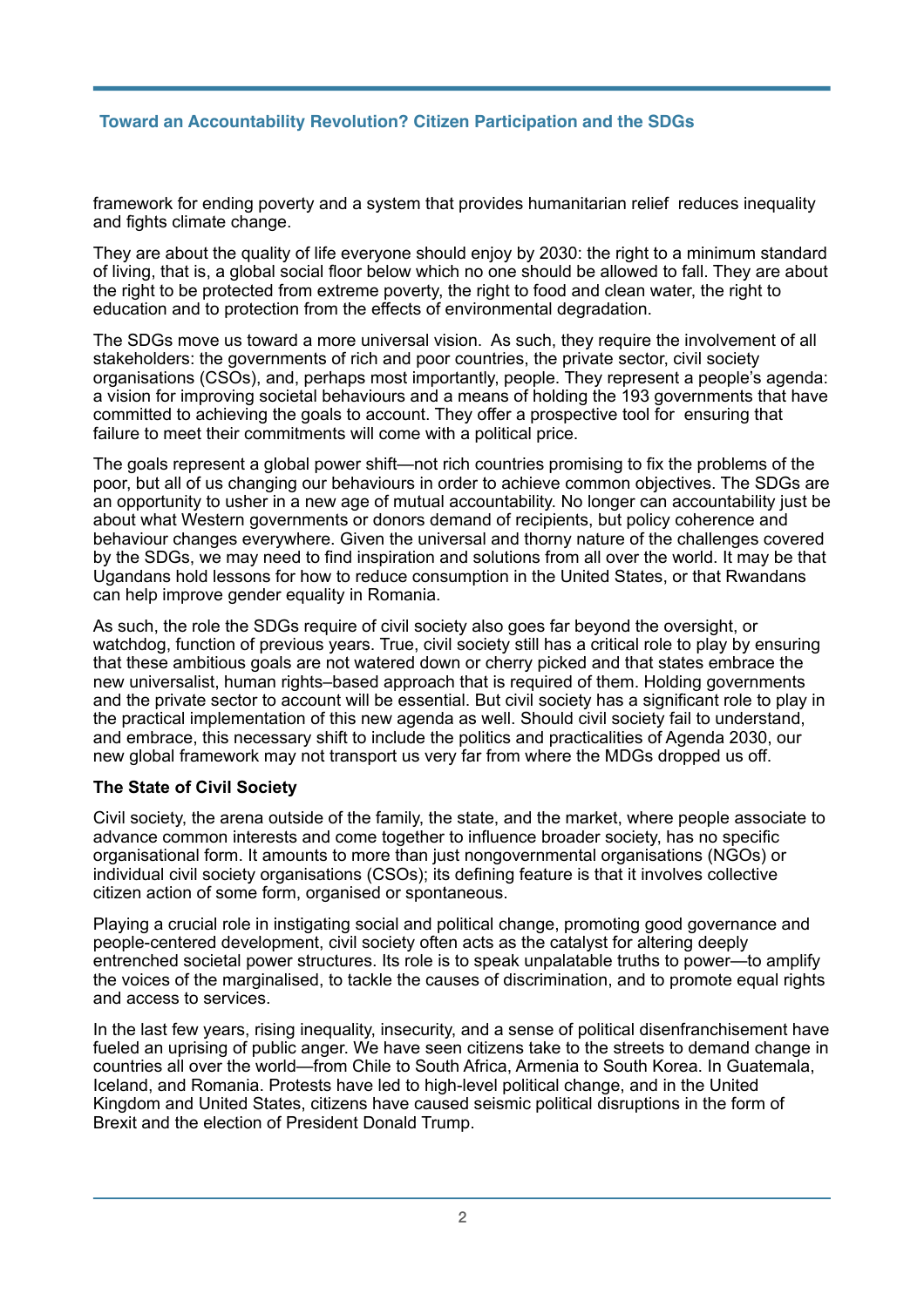framework for ending poverty and a system that provides humanitarian relief reduces inequality and fights climate change.

They are about the quality of life everyone should enjoy by 2030: the right to a minimum standard of living, that is, a global social floor below which no one should be allowed to fall. They are about the right to be protected from extreme poverty, the right to food and clean water, the right to education and to protection from the effects of environmental degradation.

The SDGs move us toward a more universal vision. As such, they require the involvement of all stakeholders: the governments of rich and poor countries, the private sector, civil society organisations (CSOs), and, perhaps most importantly, people. They represent a people's agenda: a vision for improving societal behaviours and a means of holding the 193 governments that have committed to achieving the goals to account. They offer a prospective tool for ensuring that failure to meet their commitments will come with a political price.

The goals represent a global power shift—not rich countries promising to fix the problems of the poor, but all of us changing our behaviours in order to achieve common objectives. The SDGs are an opportunity to usher in a new age of mutual accountability. No longer can accountability just be about what Western governments or donors demand of recipients, but policy coherence and behaviour changes everywhere. Given the universal and thorny nature of the challenges covered by the SDGs, we may need to find inspiration and solutions from all over the world. It may be that Ugandans hold lessons for how to reduce consumption in the United States, or that Rwandans can help improve gender equality in Romania.

As such, the role the SDGs require of civil society also goes far beyond the oversight, or watchdog, function of previous years. True, civil society still has a critical role to play by ensuring that these ambitious goals are not watered down or cherry picked and that states embrace the new universalist, human rights–based approach that is required of them. Holding governments and the private sector to account will be essential. But civil society has a significant role to play in the practical implementation of this new agenda as well. Should civil society fail to understand, and embrace, this necessary shift to include the politics and practicalities of Agenda 2030, our new global framework may not transport us very far from where the MDGs dropped us off.

**The State of Civil Society**

Civil society, the arena outside of the family, the state, and the market, where people associate to advance common interests and come together to influence broader society, has no specific organisational form. It amounts to more than just nongovernmental organisations (NGOs) or individual civil society organisations (CSOs); its defining feature is that it involves collective citizen action of some form, organised or spontaneous.

Playing a crucial role in instigating social and political change, promoting good governance and people-centered development, civil society often acts as the catalyst for altering deeply entrenched societal power structures. Its role is to speak unpalatable truths to power—to amplify the voices of the marginalised, to tackle the causes of discrimination, and to promote equal rights and access to services.

In the last few years, rising inequality, insecurity, and a sense of political disenfranchisement have fueled an uprising of public anger. We have seen citizens take to the streets to demand change in countries all over the world—from Chile to South Africa, Armenia to South Korea. In Guatemala, Iceland, and Romania. Protests have led to high-level political change, and in the United Kingdom and United States, citizens have caused seismic political disruptions in the form of Brexit and the election of President Donald Trump.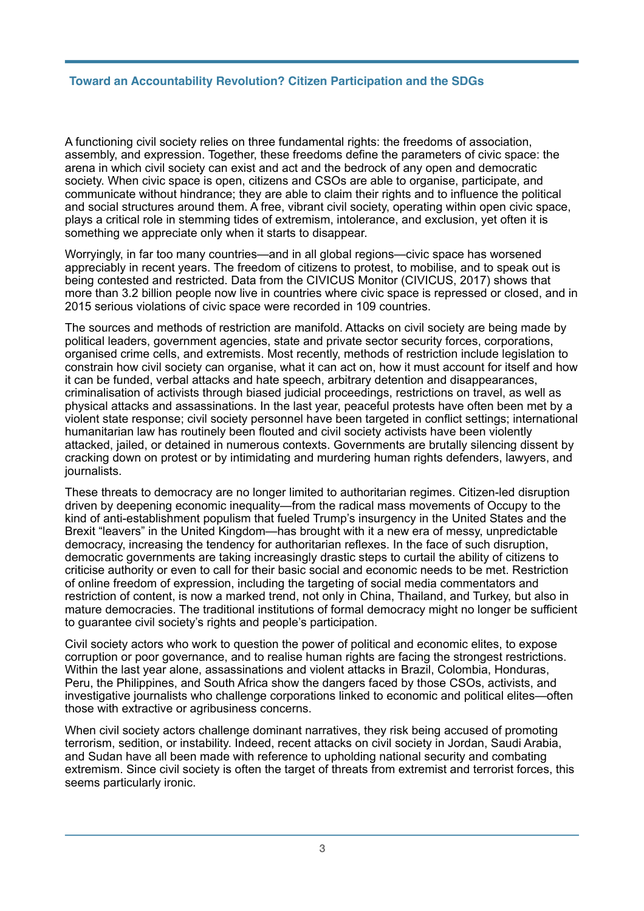A functioning civil society relies on three fundamental rights: the freedoms of association, assembly, and expression. Together, these freedoms define the parameters of civic space: the arena in which civil society can exist and act and the bedrock of any open and democratic society. When civic space is open, citizens and CSOs are able to organise, participate, and communicate without hindrance; they are able to claim their rights and to influence the political and social structures around them. A free, vibrant civil society, operating within open civic space, plays a critical role in stemming tides of extremism, intolerance, and exclusion, yet often it is something we appreciate only when it starts to disappear.

Worryingly, in far too many countries—and in all global regions—civic space has worsened appreciably in recent years. The freedom of citizens to protest, to mobilise, and to speak out is being contested and restricted. Data from the CIVICUS Monitor (CIVICUS, 2017) shows that more than 3.2 billion people now live in countries where civic space is repressed or closed, and in 2015 serious violations of civic space were recorded in 109 countries.

The sources and methods of restriction are manifold. Attacks on civil society are being made by political leaders, government agencies, state and private sector security forces, corporations, organised crime cells, and extremists. Most recently, methods of restriction include legislation to constrain how civil society can organise, what it can act on, how it must account for itself and how it can be funded, verbal attacks and hate speech, arbitrary detention and disappearances, criminalisation of activists through biased judicial proceedings, restrictions on travel, as well as physical attacks and assassinations. In the last year, peaceful protests have often been met by a violent state response; civil society personnel have been targeted in conflict settings; international humanitarian law has routinely been flouted and civil society activists have been violently attacked, jailed, or detained in numerous contexts. Governments are brutally silencing dissent by cracking down on protest or by intimidating and murdering human rights defenders, lawyers, and journalists.

These threats to democracy are no longer limited to authoritarian regimes. Citizen-led disruption driven by deepening economic inequality—from the radical mass movements of Occupy to the kind of anti-establishment populism that fueled Trump's insurgency in the United States and the Brexit "leavers" in the United Kingdom—has brought with it a new era of messy, unpredictable democracy, increasing the tendency for authoritarian reflexes. In the face of such disruption, democratic governments are taking increasingly drastic steps to curtail the ability of citizens to criticise authority or even to call for their basic social and economic needs to be met. Restriction of online freedom of expression, including the targeting of social media commentators and restriction of content, is now a marked trend, not only in China, Thailand, and Turkey, but also in mature democracies. The traditional institutions of formal democracy might no longer be sufficient to guarantee civil society's rights and people's participation.

Civil society actors who work to question the power of political and economic elites, to expose corruption or poor governance, and to realise human rights are facing the strongest restrictions. Within the last year alone, assassinations and violent attacks in Brazil, Colombia, Honduras, Peru, the Philippines, and South Africa show the dangers faced by those CSOs, activists, and investigative journalists who challenge corporations linked to economic and political elites—often those with extractive or agribusiness concerns.

When civil society actors challenge dominant narratives, they risk being accused of promoting terrorism, sedition, or instability. Indeed, recent attacks on civil society in Jordan, Saudi Arabia, and Sudan have all been made with reference to upholding national security and combating extremism. Since civil society is often the target of threats from extremist and terrorist forces, this seems particularly ironic.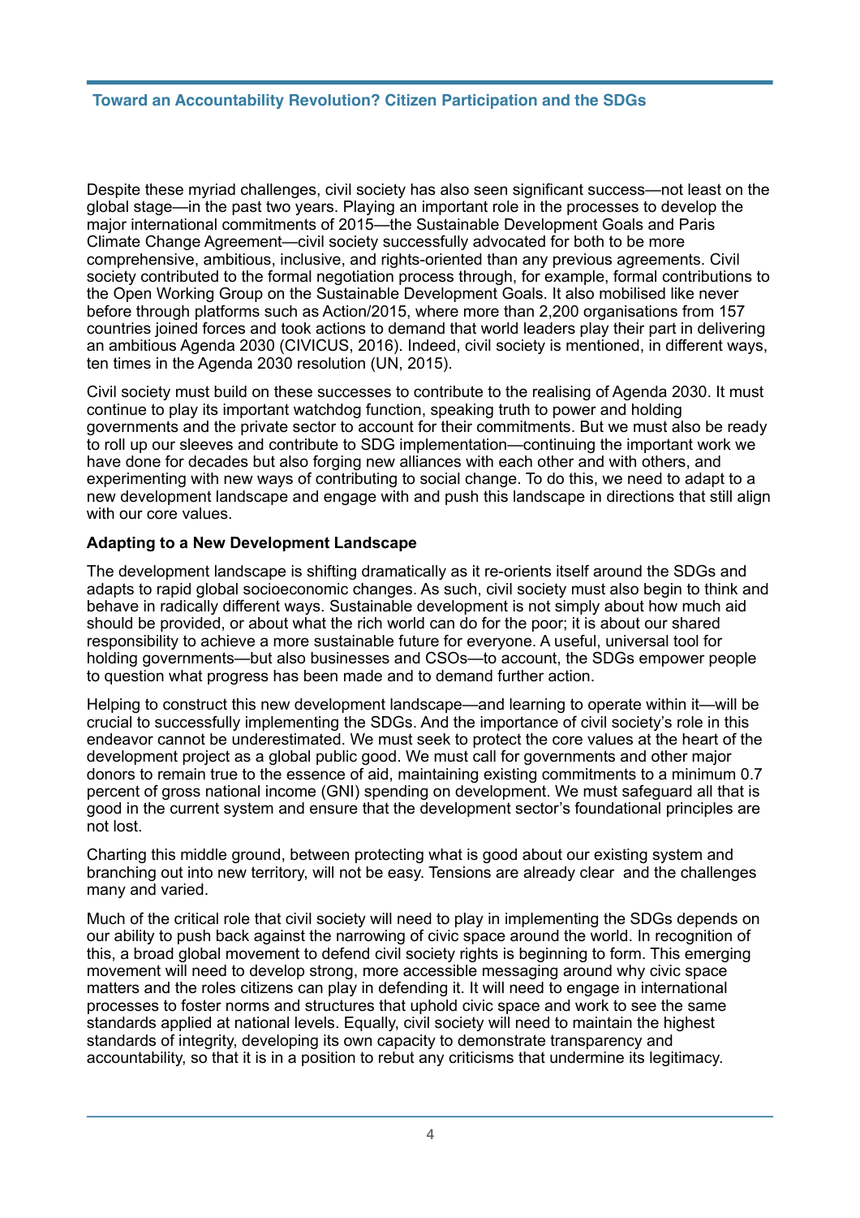Despite these myriad challenges, civil society has also seen significant success—not least on the global stage—in the past two years. Playing an important role in the processes to develop the major international commitments of 2015—the Sustainable Development Goals and Paris Climate Change Agreement—civil society successfully advocated for both to be more comprehensive, ambitious, inclusive, and rights-oriented than any previous agreements. Civil society contributed to the formal negotiation process through, for example, formal contributions to the Open Working Group on the Sustainable Development Goals. It also mobilised like never before through platforms such as Action/2015, where more than 2,200 organisations from 157 countries joined forces and took actions to demand that world leaders play their part in delivering an ambitious Agenda 2030 (CIVICUS, 2016). Indeed, civil society is mentioned, in different ways, ten times in the Agenda 2030 resolution (UN, 2015).

Civil society must build on these successes to contribute to the realising of Agenda 2030. It must continue to play its important watchdog function, speaking truth to power and holding governments and the private sector to account for their commitments. But we must also be ready to roll up our sleeves and contribute to SDG implementation—continuing the important work we have done for decades but also forging new alliances with each other and with others, and experimenting with new ways of contributing to social change. To do this, we need to adapt to a new development landscape and engage with and push this landscape in directions that still align with our core values.

**Adapting to a New Development Landscape**

The development landscape is shifting dramatically as it re-orients itself around the SDGs and adapts to rapid global socioeconomic changes. As such, civil society must also begin to think and behave in radically different ways. Sustainable development is not simply about how much aid should be provided, or about what the rich world can do for the poor; it is about our shared responsibility to achieve a more sustainable future for everyone. A useful, universal tool for holding governments—but also businesses and CSOs—to account, the SDGs empower people to question what progress has been made and to demand further action.

Helping to construct this new development landscape—and learning to operate within it—will be crucial to successfully implementing the SDGs. And the importance of civil society's role in this endeavor cannot be underestimated. We must seek to protect the core values at the heart of the development project as a global public good. We must call for governments and other major donors to remain true to the essence of aid, maintaining existing commitments to a minimum 0.7 percent of gross national income (GNI) spending on development. We must safeguard all that is good in the current system and ensure that the development sector's foundational principles are not lost.

Charting this middle ground, between protecting what is good about our existing system and branching out into new territory, will not be easy. Tensions are already clear and the challenges many and varied.

Much of the critical role that civil society will need to play in implementing the SDGs depends on our ability to push back against the narrowing of civic space around the world. In recognition of this, a broad global movement to defend civil society rights is beginning to form. This emerging movement will need to develop strong, more accessible messaging around why civic space matters and the roles citizens can play in defending it. It will need to engage in international processes to foster norms and structures that uphold civic space and work to see the same standards applied at national levels. Equally, civil society will need to maintain the highest standards of integrity, developing its own capacity to demonstrate transparency and accountability, so that it is in a position to rebut any criticisms that undermine its legitimacy.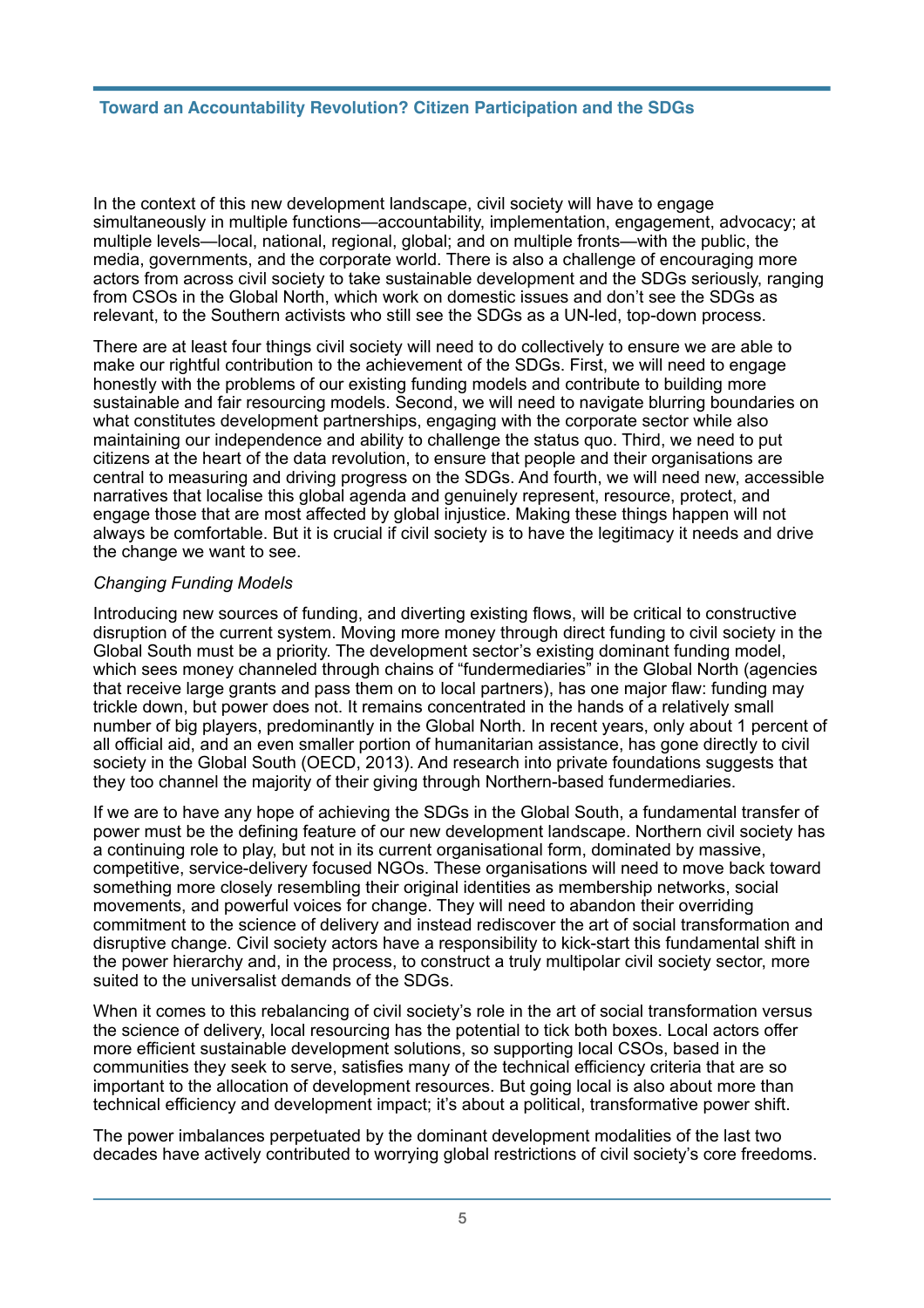In the context of this new development landscape, civil society will have to engage simultaneously in multiple functions—accountability, implementation, engagement, advocacy; at multiple levels—local, national, regional, global; and on multiple fronts—with the public, the media, governments, and the corporate world. There is also a challenge of encouraging more actors from across civil society to take sustainable development and the SDGs seriously, ranging from CSOs in the Global North, which work on domestic issues and don't see the SDGs as relevant, to the Southern activists who still see the SDGs as a UN-led, top-down process.

There are at least four things civil society will need to do collectively to ensure we are able to make our rightful contribution to the achievement of the SDGs. First, we will need to engage honestly with the problems of our existing funding models and contribute to building more sustainable and fair resourcing models. Second, we will need to navigate blurring boundaries on what constitutes development partnerships, engaging with the corporate sector while also maintaining our independence and ability to challenge the status quo. Third, we need to put citizens at the heart of the data revolution, to ensure that people and their organisations are central to measuring and driving progress on the SDGs. And fourth, we will need new, accessible narratives that localise this global agenda and genuinely represent, resource, protect, and engage those that are most affected by global injustice. Making these things happen will not always be comfortable. But it is crucial if civil society is to have the legitimacy it needs and drive the change we want to see.

*Changing Funding Models*

Introducing new sources of funding, and diverting existing flows, will be critical to constructive disruption of the current system. Moving more money through direct funding to civil society in the Global South must be a priority. The development sector's existing dominant funding model, which sees money channeled through chains of "fundermediaries" in the Global North (agencies that receive large grants and pass them on to local partners), has one major flaw: funding may trickle down, but power does not. It remains concentrated in the hands of a relatively small number of big players, predominantly in the Global North. In recent years, only about 1 percent of all official aid, and an even smaller portion of humanitarian assistance, has gone directly to civil society in the Global South (OECD, 2013). And research into private foundations suggests that they too channel the majority of their giving through Northern-based fundermediaries.

If we are to have any hope of achieving the SDGs in the Global South, a fundamental transfer of power must be the defining feature of our new development landscape. Northern civil society has a continuing role to play, but not in its current organisational form, dominated by massive, competitive, service-delivery focused NGOs. These organisations will need to move back toward something more closely resembling their original identities as membership networks, social movements, and powerful voices for change. They will need to abandon their overriding commitment to the science of delivery and instead rediscover the art of social transformation and disruptive change. Civil society actors have a responsibility to kick-start this fundamental shift in the power hierarchy and, in the process, to construct a truly multipolar civil society sector, more suited to the universalist demands of the SDGs.

When it comes to this rebalancing of civil society's role in the art of social transformation versus the science of delivery, local resourcing has the potential to tick both boxes. Local actors offer more efficient sustainable development solutions, so supporting local CSOs, based in the communities they seek to serve, satisfies many of the technical efficiency criteria that are so important to the allocation of development resources. But going local is also about more than technical efficiency and development impact; it's about a political, transformative power shift.

The power imbalances perpetuated by the dominant development modalities of the last two decades have actively contributed to worrying global restrictions of civil society's core freedoms.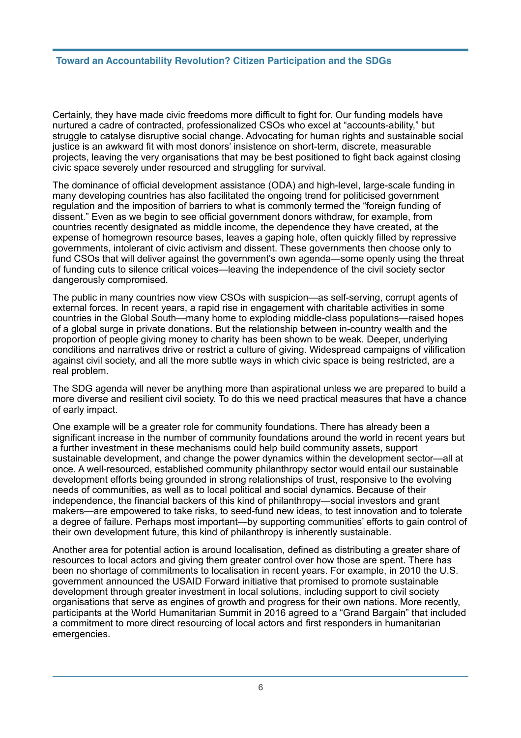Certainly, they have made civic freedoms more difficult to fight for. Our funding models have nurtured a cadre of contracted, professionalized CSOs who excel at "accounts-ability," but struggle to catalyse disruptive social change. Advocating for human rights and sustainable social justice is an awkward fit with most donors' insistence on short-term, discrete, measurable projects, leaving the very organisations that may be best positioned to fight back against closing civic space severely under resourced and struggling for survival.

The dominance of official development assistance (ODA) and high-level, large-scale funding in many developing countries has also facilitated the ongoing trend for politicised government regulation and the imposition of barriers to what is commonly termed the "foreign funding of dissent." Even as we begin to see official government donors withdraw, for example, from countries recently designated as middle income, the dependence they have created, at the expense of homegrown resource bases, leaves a gaping hole, often quickly filled by repressive governments, intolerant of civic activism and dissent. These governments then choose only to fund CSOs that will deliver against the government's own agenda—some openly using the threat of funding cuts to silence critical voices—leaving the independence of the civil society sector dangerously compromised.

The public in many countries now view CSOs with suspicion—as self-serving, corrupt agents of external forces. In recent years, a rapid rise in engagement with charitable activities in some countries in the Global South—many home to exploding middle-class populations—raised hopes of a global surge in private donations. But the relationship between in-country wealth and the proportion of people giving money to charity has been shown to be weak. Deeper, underlying conditions and narratives drive or restrict a culture of giving. Widespread campaigns of vilification against civil society, and all the more subtle ways in which civic space is being restricted, are a real problem.

The SDG agenda will never be anything more than aspirational unless we are prepared to build a more diverse and resilient civil society. To do this we need practical measures that have a chance of early impact.

One example will be a greater role for community foundations. There has already been a significant increase in the number of community foundations around the world in recent years but a further investment in these mechanisms could help build community assets, support sustainable development, and change the power dynamics within the development sector—all at once. A well-resourced, established community philanthropy sector would entail our sustainable development efforts being grounded in strong relationships of trust, responsive to the evolving needs of communities, as well as to local political and social dynamics. Because of their independence, the financial backers of this kind of philanthropy—social investors and grant makers—are empowered to take risks, to seed-fund new ideas, to test innovation and to tolerate a degree of failure. Perhaps most important—by supporting communities' efforts to gain control of their own development future, this kind of philanthropy is inherently sustainable.

Another area for potential action is around localisation, defined as distributing a greater share of resources to local actors and giving them greater control over how those are spent. There has been no shortage of commitments to localisation in recent years. For example, in 2010 the U.S. government announced the USAID Forward initiative that promised to promote sustainable development through greater investment in local solutions, including support to civil society organisations that serve as engines of growth and progress for their own nations. More recently, participants at the World Humanitarian Summit in 2016 agreed to a "Grand Bargain" that included a commitment to more direct resourcing of local actors and first responders in humanitarian emergencies.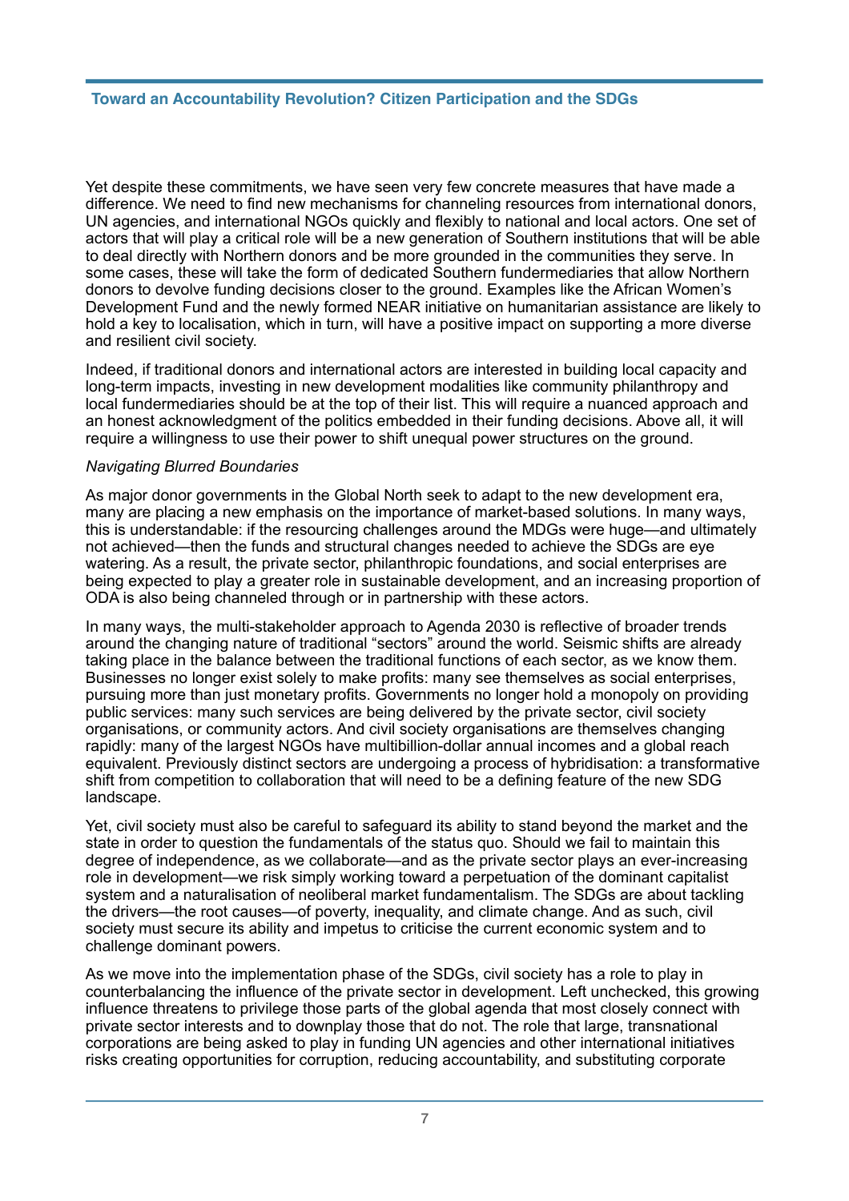Yet despite these commitments, we have seen very few concrete measures that have made a difference. We need to find new mechanisms for channeling resources from international donors, UN agencies, and international NGOs quickly and flexibly to national and local actors. One set of actors that will play a critical role will be a new generation of Southern institutions that will be able to deal directly with Northern donors and be more grounded in the communities they serve. In some cases, these will take the form of dedicated Southern fundermediaries that allow Northern donors to devolve funding decisions closer to the ground. Examples like the African Women's Development Fund and the newly formed NEAR initiative on humanitarian assistance are likely to hold a key to localisation, which in turn, will have a positive impact on supporting a more diverse and resilient civil society.

Indeed, if traditional donors and international actors are interested in building local capacity and long-term impacts, investing in new development modalities like community philanthropy and local fundermediaries should be at the top of their list. This will require a nuanced approach and an honest acknowledgment of the politics embedded in their funding decisions. Above all, it will require a willingness to use their power to shift unequal power structures on the ground.

*Navigating Blurred Boundaries*

As major donor governments in the Global North seek to adapt to the new development era, many are placing a new emphasis on the importance of market-based solutions. In many ways, this is understandable: if the resourcing challenges around the MDGs were huge—and ultimately not achieved—then the funds and structural changes needed to achieve the SDGs are eye watering. As a result, the private sector, philanthropic foundations, and social enterprises are being expected to play a greater role in sustainable development, and an increasing proportion of ODA is also being channeled through or in partnership with these actors.

In many ways, the multi-stakeholder approach to Agenda 2030 is reflective of broader trends around the changing nature of traditional "sectors" around the world. Seismic shifts are already taking place in the balance between the traditional functions of each sector, as we know them. Businesses no longer exist solely to make profits: many see themselves as social enterprises, pursuing more than just monetary profits. Governments no longer hold a monopoly on providing public services: many such services are being delivered by the private sector, civil society organisations, or community actors. And civil society organisations are themselves changing rapidly: many of the largest NGOs have multibillion-dollar annual incomes and a global reach equivalent. Previously distinct sectors are undergoing a process of hybridisation: a transformative shift from competition to collaboration that will need to be a defining feature of the new SDG landscape.

Yet, civil society must also be careful to safeguard its ability to stand beyond the market and the state in order to question the fundamentals of the status quo. Should we fail to maintain this degree of independence, as we collaborate—and as the private sector plays an ever-increasing role in development—we risk simply working toward a perpetuation of the dominant capitalist system and a naturalisation of neoliberal market fundamentalism. The SDGs are about tackling the drivers—the root causes—of poverty, inequality, and climate change. And as such, civil society must secure its ability and impetus to criticise the current economic system and to challenge dominant powers.

As we move into the implementation phase of the SDGs, civil society has a role to play in counterbalancing the influence of the private sector in development. Left unchecked, this growing influence threatens to privilege those parts of the global agenda that most closely connect with private sector interests and to downplay those that do not. The role that large, transnational corporations are being asked to play in funding UN agencies and other international initiatives risks creating opportunities for corruption, reducing accountability, and substituting corporate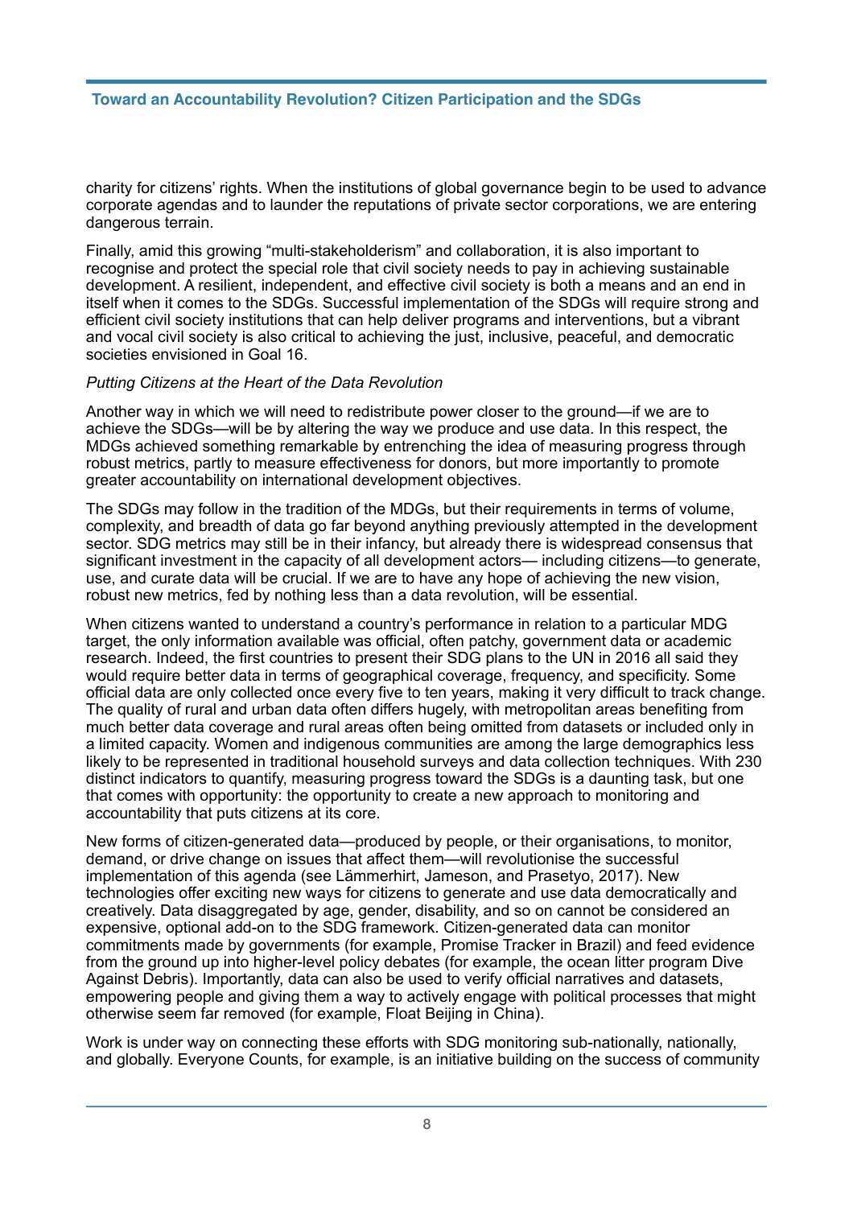charity for citizens' rights. When the institutions of global governance begin to be used to advance corporate agendas and to launder the reputations of private sector corporations, we are entering dangerous terrain.

Finally, amid this growing "multi-stakeholderism" and collaboration, it is also important to recognise and protect the special role that civil society needs to pay in achieving sustainable development. A resilient, independent, and effective civil society is both a means and an end in itself when it comes to the SDGs. Successful implementation of the SDGs will require strong and efficient civil society institutions that can help deliver programs and interventions, but a vibrant and vocal civil society is also critical to achieving the just, inclusive, peaceful, and democratic societies envisioned in Goal 16.

*Putting Citizens at the Heart of the Data Revolution*

Another way in which we will need to redistribute power closer to the ground—if we are to achieve the SDGs—will be by altering the way we produce and use data. In this respect, the MDGs achieved something remarkable by entrenching the idea of measuring progress through robust metrics, partly to measure effectiveness for donors, but more importantly to promote greater accountability on international development objectives.

The SDGs may follow in the tradition of the MDGs, but their requirements in terms of volume, complexity, and breadth of data go far beyond anything previously attempted in the development sector. SDG metrics may still be in their infancy, but already there is widespread consensus that significant investment in the capacity of all development actors— including citizens—to generate, use, and curate data will be crucial. If we are to have any hope of achieving the new vision, robust new metrics, fed by nothing less than a data revolution, will be essential.

When citizens wanted to understand a country's performance in relation to a particular MDG target, the only information available was official, often patchy, government data or academic research. Indeed, the first countries to present their SDG plans to the UN in 2016 all said they would require better data in terms of geographical coverage, frequency, and specificity. Some official data are only collected once every five to ten years, making it very difficult to track change. The quality of rural and urban data often differs hugely, with metropolitan areas benefiting from much better data coverage and rural areas often being omitted from datasets or included only in a limited capacity. Women and indigenous communities are among the large demographics less likely to be represented in traditional household surveys and data collection techniques. With 230 distinct indicators to quantify, measuring progress toward the SDGs is a daunting task, but one that comes with opportunity: the opportunity to create a new approach to monitoring and accountability that puts citizens at its core.

New forms of citizen-generated data—produced by people, or their organisations, to monitor, demand, or drive change on issues that affect them—will revolutionise the successful implementation of this agenda (see Lämmerhirt, Jameson, and Prasetyo, 2017). New technologies offer exciting new ways for citizens to generate and use data democratically and creatively. Data disaggregated by age, gender, disability, and so on cannot be considered an expensive, optional add-on to the SDG framework. Citizen-generated data can monitor commitments made by governments (for example, Promise Tracker in Brazil) and feed evidence from the ground up into higher-level policy debates (for example, the ocean litter program Dive Against Debris). Importantly, data can also be used to verify official narratives and datasets, empowering people and giving them a way to actively engage with political processes that might otherwise seem far removed (for example, Float Beijing in China).

Work is under way on connecting these efforts with SDG monitoring sub-nationally, nationally, and globally. Everyone Counts, for example, is an initiative building on the success of community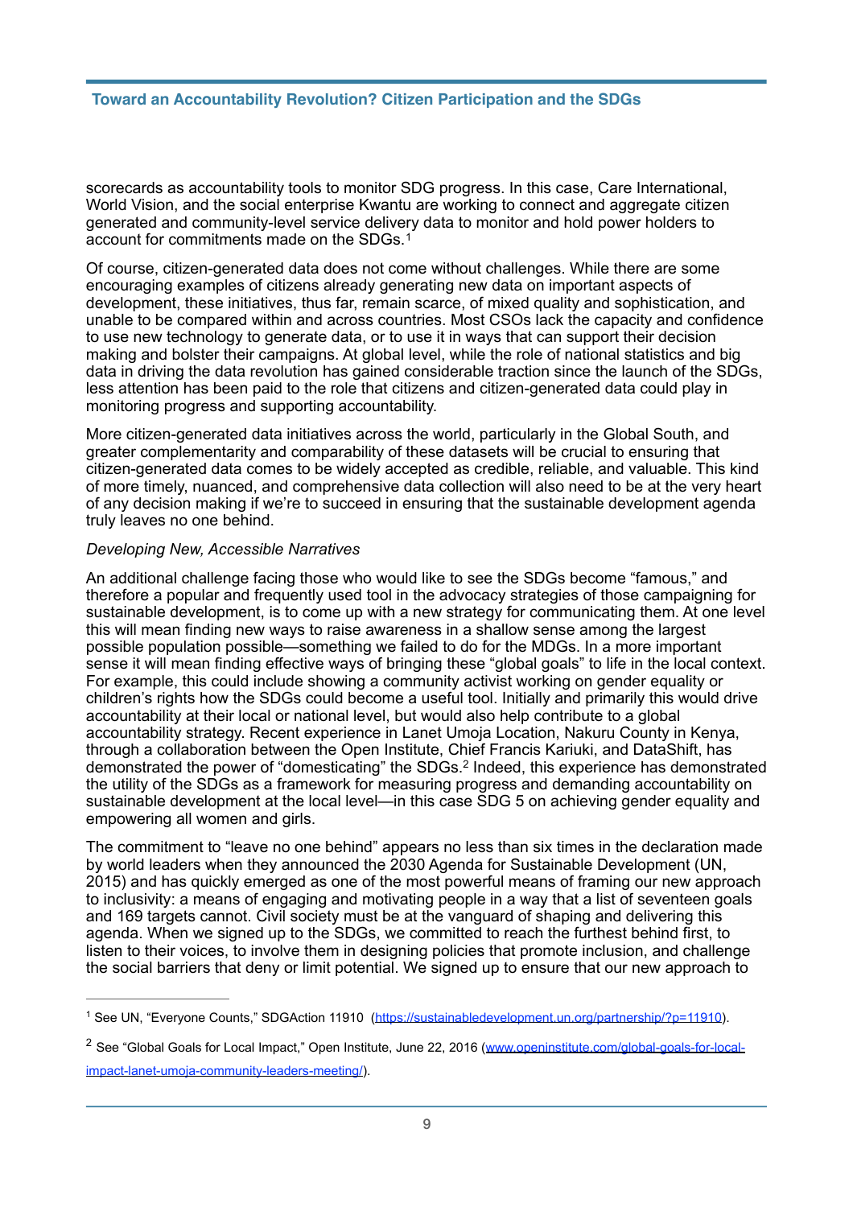scorecards as accountability tools to monitor SDG progress. In this case, Care International, World Vision, and the social enterprise Kwantu are working to connect and aggregate citizen generated and community-level service delivery data to monitor and hold power holders to account for commitments made on the SDGs.[1]

Of course, citizen-generated data does not come without challenges. While there are some encouraging examples of citizens already generating new data on important aspects of development, these initiatives, thus far, remain scarce, of mixed quality and sophistication, and unable to be compared within and across countries. Most CSOs lack the capacity and confidence to use new technology to generate data, or to use it in ways that can support their decision making and bolster their campaigns. At global level, while the role of national statistics and big data in driving the data revolution has gained considerable traction since the launch of the SDGs, less attention has been paid to the role that citizens and citizen-generated data could play in monitoring progress and supporting accountability.

More citizen-generated data initiatives across the world, particularly in the Global South, and greater complementarity and comparability of these datasets will be crucial to ensuring that citizen-generated data comes to be widely accepted as credible, reliable, and valuable. This kind of more timely, nuanced, and comprehensive data collection will also need to be at the very heart of any decision making if we're to succeed in ensuring that the sustainable development agenda truly leaves no one behind.

*Developing New, Accessible Narratives*

An additional challenge facing those who would like to see the SDGs become "famous," and therefore a popular and frequently used tool in the advocacy strategies of those campaigning for sustainable development, is to come up with a new strategy for communicating them. At one level this will mean finding new ways to raise awareness in a shallow sense among the largest possible population possible—something we failed to do for the MDGs. In a more important sense it will mean finding effective ways of bringing these "global goals" to life in the local context. For example, this could include showing a community activist working on gender equality or children's rights how the SDGs could become a useful tool. Initially and primarily this would drive accountability at their local or national level, but would also help contribute to a global accountability strategy. Recent experience in Lanet Umoja Location, Nakuru County in Kenya, through a collaboration between the Open Institute, Chief Francis Kariuki, and DataShift, has demonstrated the power of "domesticating" the SDGs.[2] Indeed, this experience has demonstrated the utility of the SDGs as a framework for measuring progress and demanding accountability on sustainable development at the local level—in this case SDG 5 on achieving gender equality and empowering all women and girls.

The commitment to "leave no one behind" appears no less than six times in the declaration made by world leaders when they announced the 2030 Agenda for Sustainable Development (UN, 2015) and has quickly emerged as one of the most powerful means of framing our new approach to inclusivity: a means of engaging and motivating people in a way that a list of seventeen goals and 169 targets cannot. Civil society must be at the vanguard of shaping and delivering this agenda. When we signed up to the SDGs, we committed to reach the furthest behind first, to listen to their voices, to involve them in designing policies that promote inclusion, and challenge the social barriers that deny or limit potential. We signed up to ensure that our new approach to

---

[1] See UN, "Everyone Counts," SDGAction 11910 (https://sustainabledevelopment.un.org/partnership/?p=11910).

[2] See "Global Goals for Local Impact," Open Institute, June 22, 2016 (www.openinstitute.com/global-goals-for-local-impact-lanet-umoja-community-leaders-meeting/).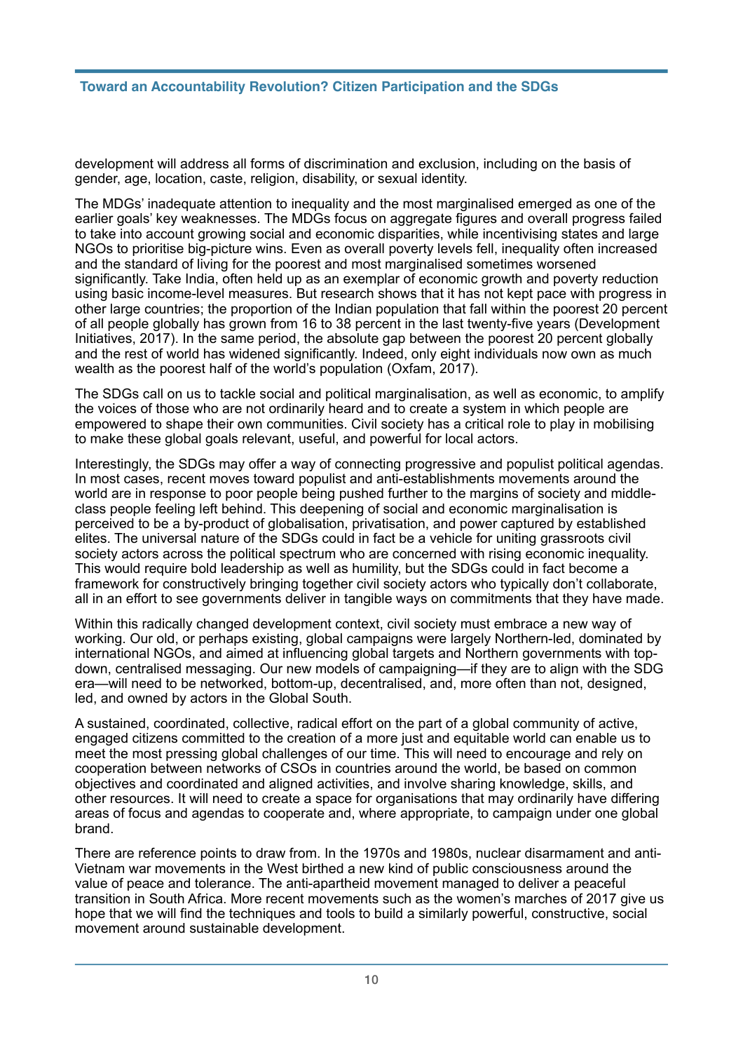development will address all forms of discrimination and exclusion, including on the basis of gender, age, location, caste, religion, disability, or sexual identity.

The MDGs' inadequate attention to inequality and the most marginalised emerged as one of the earlier goals' key weaknesses. The MDGs focus on aggregate figures and overall progress failed to take into account growing social and economic disparities, while incentivising states and large NGOs to prioritise big-picture wins. Even as overall poverty levels fell, inequality often increased and the standard of living for the poorest and most marginalised sometimes worsened significantly. Take India, often held up as an exemplar of economic growth and poverty reduction using basic income-level measures. But research shows that it has not kept pace with progress in other large countries; the proportion of the Indian population that fall within the poorest 20 percent of all people globally has grown from 16 to 38 percent in the last twenty-five years (Development Initiatives, 2017). In the same period, the absolute gap between the poorest 20 percent globally and the rest of world has widened significantly. Indeed, only eight individuals now own as much wealth as the poorest half of the world's population (Oxfam, 2017).

The SDGs call on us to tackle social and political marginalisation, as well as economic, to amplify the voices of those who are not ordinarily heard and to create a system in which people are empowered to shape their own communities. Civil society has a critical role to play in mobilising to make these global goals relevant, useful, and powerful for local actors.

Interestingly, the SDGs may offer a way of connecting progressive and populist political agendas. In most cases, recent moves toward populist and anti-establishments movements around the world are in response to poor people being pushed further to the margins of society and middle-class people feeling left behind. This deepening of social and economic marginalisation is perceived to be a by-product of globalisation, privatisation, and power captured by established elites. The universal nature of the SDGs could in fact be a vehicle for uniting grassroots civil society actors across the political spectrum who are concerned with rising economic inequality. This would require bold leadership as well as humility, but the SDGs could in fact become a framework for constructively bringing together civil society actors who typically don't collaborate, all in an effort to see governments deliver in tangible ways on commitments that they have made.

Within this radically changed development context, civil society must embrace a new way of working. Our old, or perhaps existing, global campaigns were largely Northern-led, dominated by international NGOs, and aimed at influencing global targets and Northern governments with top-down, centralised messaging. Our new models of campaigning—if they are to align with the SDG era—will need to be networked, bottom-up, decentralised, and, more often than not, designed, led, and owned by actors in the Global South.

A sustained, coordinated, collective, radical effort on the part of a global community of active, engaged citizens committed to the creation of a more just and equitable world can enable us to meet the most pressing global challenges of our time. This will need to encourage and rely on cooperation between networks of CSOs in countries around the world, be based on common objectives and coordinated and aligned activities, and involve sharing knowledge, skills, and other resources. It will need to create a space for organisations that may ordinarily have differing areas of focus and agendas to cooperate and, where appropriate, to campaign under one global brand.

There are reference points to draw from. In the 1970s and 1980s, nuclear disarmament and anti-Vietnam war movements in the West birthed a new kind of public consciousness around the value of peace and tolerance. The anti-apartheid movement managed to deliver a peaceful transition in South Africa. More recent movements such as the women's marches of 2017 give us hope that we will find the techniques and tools to build a similarly powerful, constructive, social movement around sustainable development.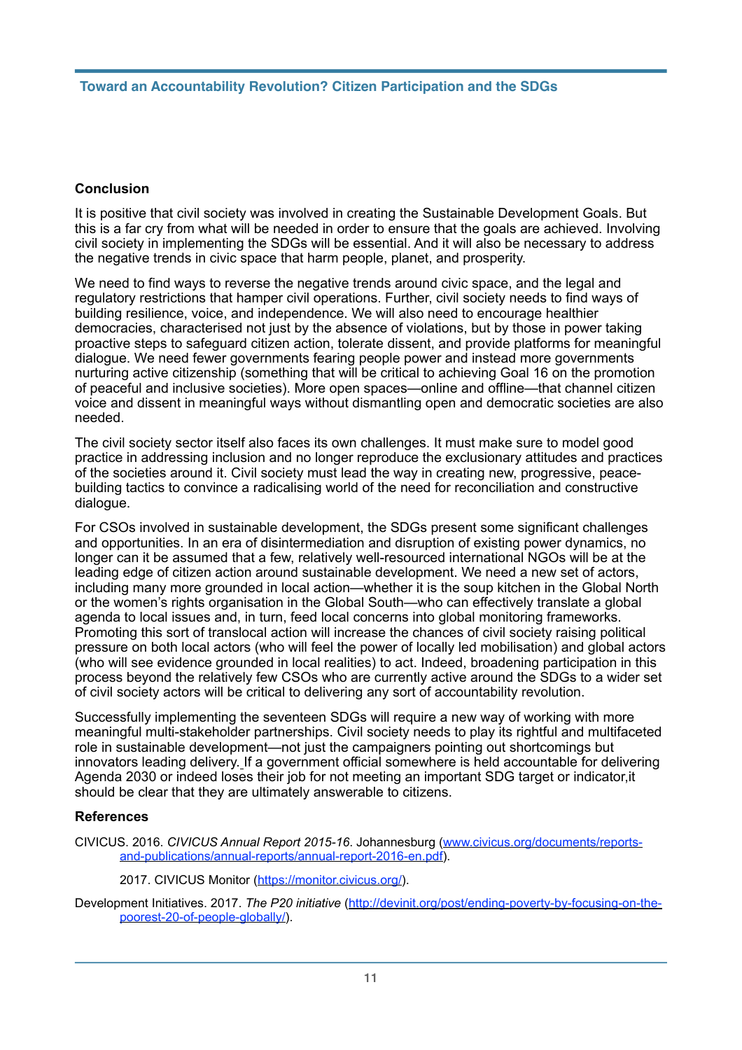## Conclusion

It is positive that civil society was involved in creating the Sustainable Development Goals. But this is a far cry from what will be needed in order to ensure that the goals are achieved. Involving civil society in implementing the SDGs will be essential. And it will also be necessary to address the negative trends in civic space that harm people, planet, and prosperity.

We need to find ways to reverse the negative trends around civic space, and the legal and regulatory restrictions that hamper civil operations. Further, civil society needs to find ways of building resilience, voice, and independence. We will also need to encourage healthier democracies, characterised not just by the absence of violations, but by those in power taking proactive steps to safeguard citizen action, tolerate dissent, and provide platforms for meaningful dialogue. We need fewer governments fearing people power and instead more governments nurturing active citizenship (something that will be critical to achieving Goal 16 on the promotion of peaceful and inclusive societies). More open spaces—online and offline—that channel citizen voice and dissent in meaningful ways without dismantling open and democratic societies are also needed.

The civil society sector itself also faces its own challenges. It must make sure to model good practice in addressing inclusion and no longer reproduce the exclusionary attitudes and practices of the societies around it. Civil society must lead the way in creating new, progressive, peace-building tactics to convince a radicalising world of the need for reconciliation and constructive dialogue.

For CSOs involved in sustainable development, the SDGs present some significant challenges and opportunities. In an era of disintermediation and disruption of existing power dynamics, no longer can it be assumed that a few, relatively well-resourced international NGOs will be at the leading edge of citizen action around sustainable development. We need a new set of actors, including many more grounded in local action—whether it is the soup kitchen in the Global North or the women's rights organisation in the Global South—who can effectively translate a global agenda to local issues and, in turn, feed local concerns into global monitoring frameworks. Promoting this sort of translocal action will increase the chances of civil society raising political pressure on both local actors (who will feel the power of locally led mobilisation) and global actors (who will see evidence grounded in local realities) to act. Indeed, broadening participation in this process beyond the relatively few CSOs who are currently active around the SDGs to a wider set of civil society actors will be critical to delivering any sort of accountability revolution.

Successfully implementing the seventeen SDGs will require a new way of working with more meaningful multi-stakeholder partnerships. Civil society needs to play its rightful and multifaceted role in sustainable development—not just the campaigners pointing out shortcomings but innovators leading delivery. If a government official somewhere is held accountable for delivering Agenda 2030 or indeed loses their job for not meeting an important SDG target or indicator,it should be clear that they are ultimately answerable to citizens.

## References

CIVICUS. 2016. *CIVICUS Annual Report 2015-16*. Johannesburg (www.civicus.org/documents/reports-and-publications/annual-reports/annual-report-2016-en.pdf).

2017. CIVICUS Monitor (https://monitor.civicus.org/).

Development Initiatives. 2017. *The P20 initiative* (http://devinit.org/post/ending-poverty-by-focusing-on-the-poorest-20-of-people-globally/).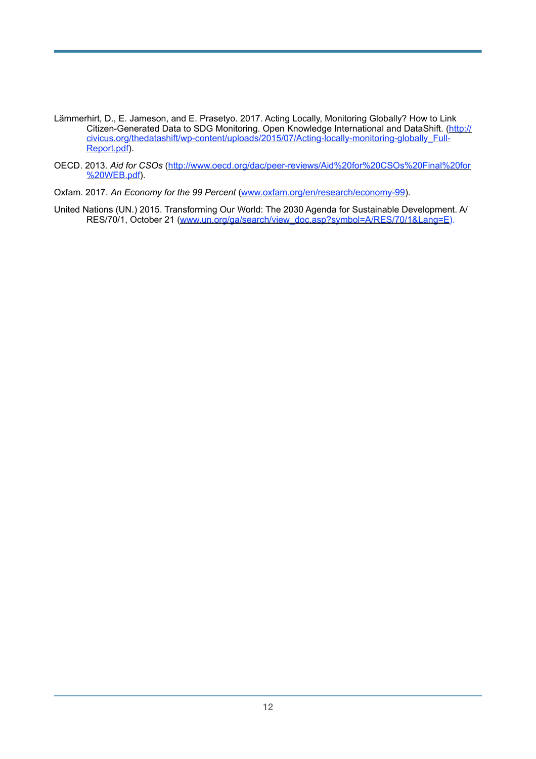Lämmerhirt, D., E. Jameson, and E. Prasetyo. 2017. Acting Locally, Monitoring Globally? How to Link Citizen-Generated Data to SDG Monitoring. Open Knowledge International and DataShift. (http://civicus.org/thedatashift/wp-content/uploads/2015/07/Acting-locally-monitoring-globally_Full-Report.pdf).

OECD. 2013. *Aid for CSOs* (http://www.oecd.org/dac/peer-reviews/Aid%20for%20CSOs%20Final%20for%20WEB.pdf).

Oxfam. 2017. *An Economy for the 99 Percent* (www.oxfam.org/en/research/economy-99).

United Nations (UN.) 2015. Transforming Our World: The 2030 Agenda for Sustainable Development. A/RES/70/1, October 21 (www.un.org/ga/search/view_doc.asp?symbol=A/RES/70/1&Lang=E).